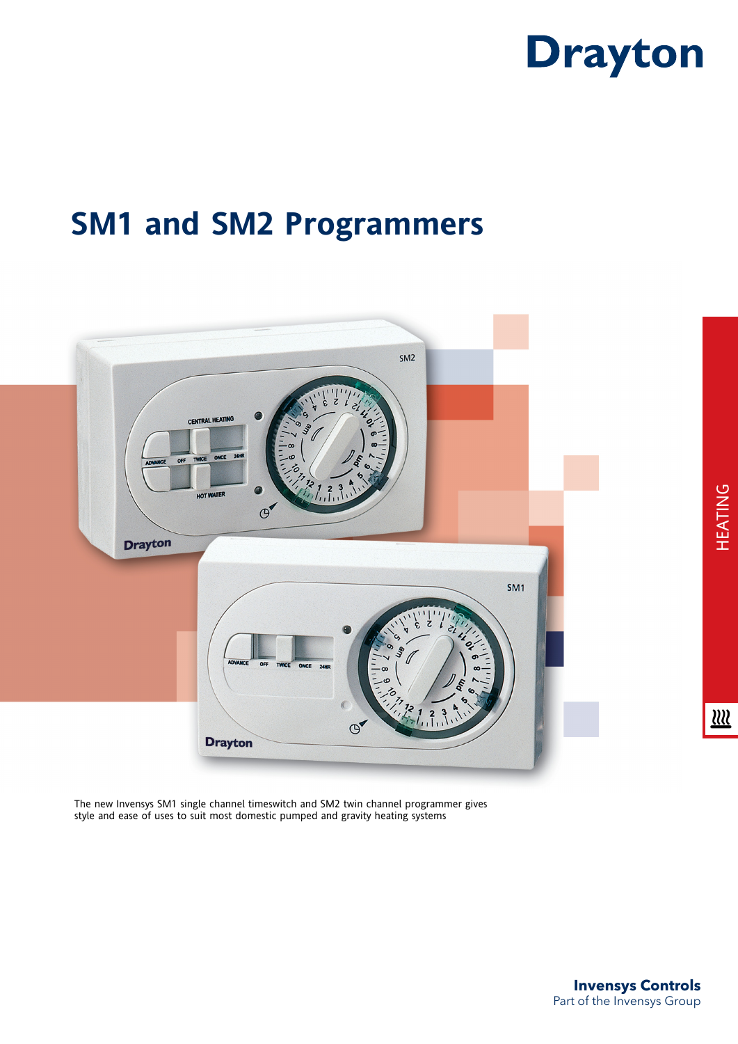Drayton

# SM1 and SM2 Programmers

HEATING

The new Invensys SM1 single channel timeswitch and SM2 twin channel programmer gives style and ease of uses to suit most domestic pumped and gravity heating systems

**Invensys Controls**
Part of the Invensys Group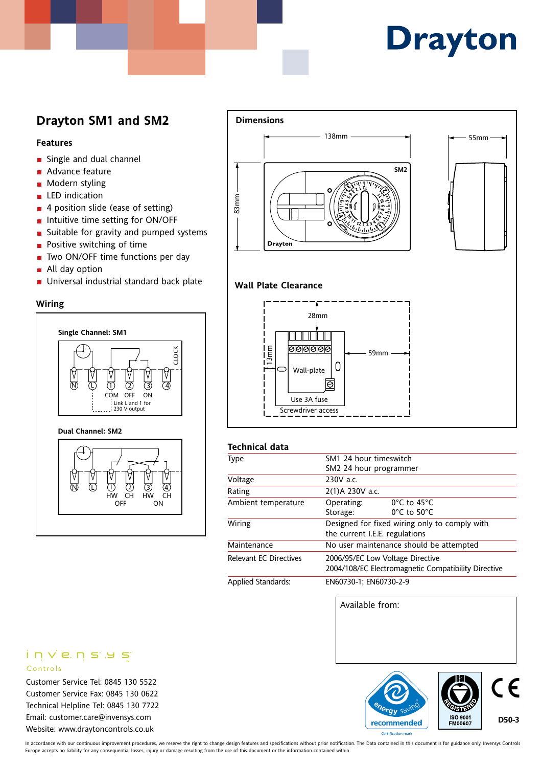Drayton

# Drayton SM1 and SM2

## Features

- Single and dual channel
- Advance feature
- Modern styling
- LED indication
- 4 position slide (ease of setting)
- Intuitive time setting for ON/OFF
- Suitable for gravity and pumped systems
- Positive switching of time
- Two ON/OFF time functions per day
- All day option
- Universal industrial standard back plate

## Wiring

Single Channel: SM1

CLOCK

N L 1 2 3 4

COM OFF ON

Link L and 1 for 230 V output

Dual Channel: SM2

N L 1 2 3 4

HW CH HW CH

OFF ON

## Dimensions

138mm

55mm

83mm

SM2

Drayton

## Wall Plate Clearance

28mm

13mm

59mm

Wall-plate

Use 3A fuse

Screwdriver access

## Technical data

| | |
|---|---|
| Type | SM1 24 hour timeswitch<br>SM2 24 hour programmer |
| Voltage | 230V a.c. |
| Rating | 2(1)A 230V a.c. |
| Ambient temperature | Operating: 0°C to 45°C<br>Storage: 0°C to 50°C |
| Wiring | Designed for fixed wiring only to comply with the current I.E.E. regulations |
| Maintenance | No user maintenance should be attempted |
| Relevant EC Directives | 2006/95/EC Low Voltage Directive<br>2004/108/EC Electromagnetic Compatibility Directive |
| Applied Standards: | EN60730-1; EN60730-2-9 |

Available from:

invensys Controls

Customer Service Tel: 0845 130 5522
Customer Service Fax: 0845 130 0622
Technical Helpline Tel: 0845 130 7722
Email: customer.care@invensys.com
Website: www.draytoncontrols.co.uk

energy saving recommended

ISO 9001 FM00607

D50-3

In accordance with our continuous improvement procedures, we reserve the right to change design features and specifications without prior notification. The Data contained in this document is for guidance only. Invensys Controls Europe accepts no liability for any consequential losses, injury or damage resulting from the use of this document or the information contained within